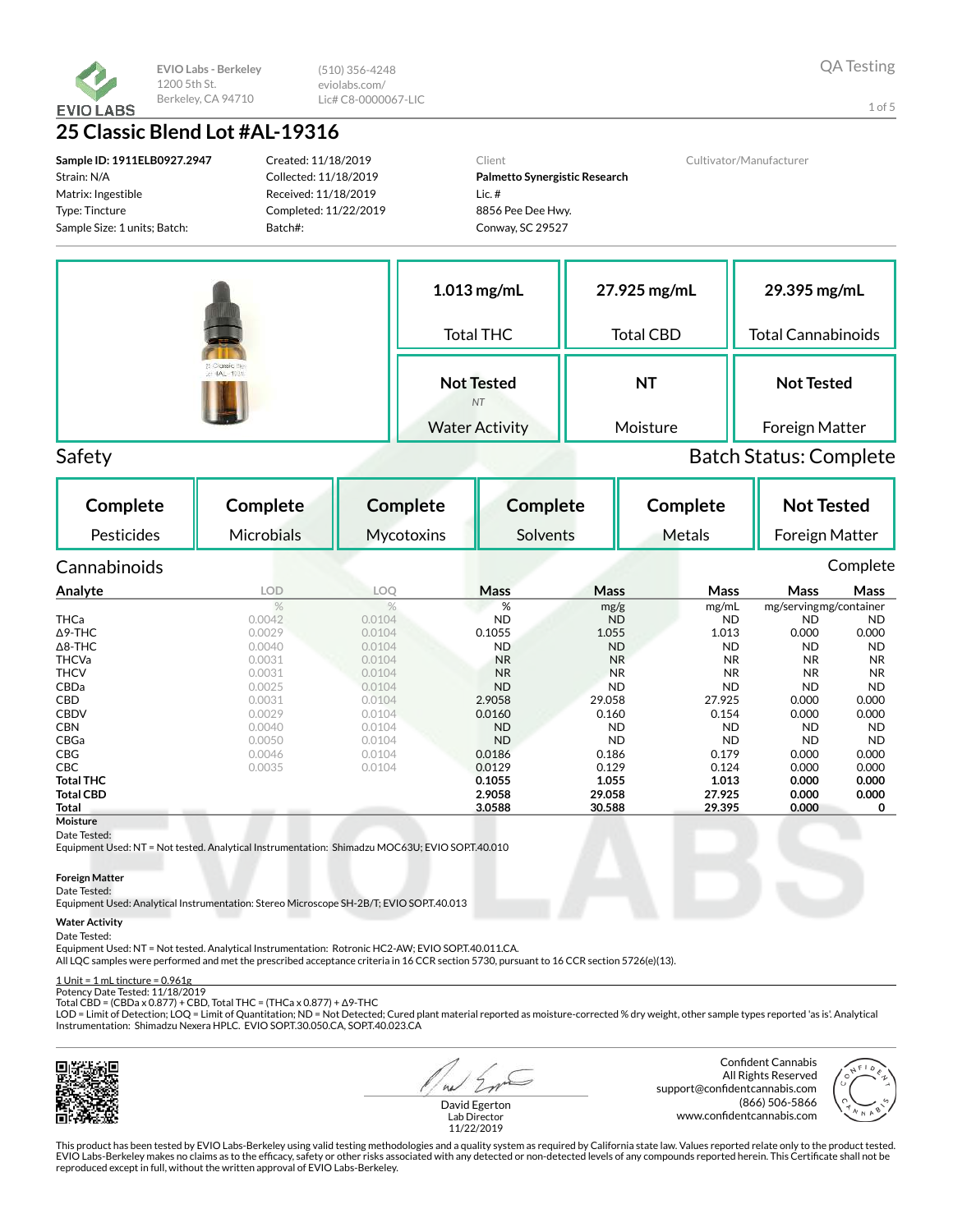EVIO LABS

**EVIO Labs - Berkeley**
1200 5th St.
Berkeley, CA 94710

(510) 356-4248
eviolabs.com/
Lic# C8-0000067-LIC

QA Testing

# 25 Classic Blend Lot #AL-19316

**Sample ID: 1911ELB0927.2947**
Strain: N/A
Matrix: Ingestible
Type: Tincture
Sample Size: 1 units; Batch:

Created: 11/18/2019
Collected: 11/18/2019
Received: 11/18/2019
Completed: 11/22/2019
Batch#:

Client
**Palmetto Synergistic Research**
Lic. #
8856 Pee Dee Hwy.
Conway, SC 29527

Cultivator/Manufacturer

| 1.013 mg/mL | 27.925 mg/mL | 29.395 mg/mL |
|---|---|---|
| Total THC | Total CBD | Total Cannabinoids |
| **Not Tested** NT | **NT** | **Not Tested** |
| Water Activity | Moisture | Foreign Matter |

## Safety

Batch Status: Complete

| Complete | Complete | Complete | Complete | Complete | Not Tested |
|---|---|---|---|---|---|
| Pesticides | Microbials | Mycotoxins | Solvents | Metals | Foreign Matter |

## Cannabinoids

Complete

| Analyte | LOD | LOQ | Mass | Mass | Mass | Mass | Mass |
|---|---|---|---|---|---|---|---|
| | % | % | % | mg/g | mg/mL | mg/serving | mg/container |
| THCa | 0.0042 | 0.0104 | ND | ND | ND | ND | ND |
| Δ9-THC | 0.0029 | 0.0104 | 0.1055 | 1.055 | 1.013 | 0.000 | 0.000 |
| Δ8-THC | 0.0040 | 0.0104 | ND | ND | ND | ND | ND |
| THCVa | 0.0031 | 0.0104 | NR | NR | NR | NR | NR |
| THCV | 0.0031 | 0.0104 | NR | NR | NR | NR | NR |
| CBDa | 0.0025 | 0.0104 | ND | ND | ND | ND | ND |
| CBD | 0.0031 | 0.0104 | 2.9058 | 29.058 | 27.925 | 0.000 | 0.000 |
| CBDV | 0.0029 | 0.0104 | 0.0160 | 0.160 | 0.154 | 0.000 | 0.000 |
| CBN | 0.0040 | 0.0104 | ND | ND | ND | ND | ND |
| CBGa | 0.0050 | 0.0104 | ND | ND | ND | ND | ND |
| CBG | 0.0046 | 0.0104 | 0.0186 | 0.186 | 0.179 | 0.000 | 0.000 |
| CBC | 0.0035 | 0.0104 | 0.0129 | 0.129 | 0.124 | 0.000 | 0.000 |
| **Total THC** | | | **0.1055** | **1.055** | **1.013** | **0.000** | **0.000** |
| **Total CBD** | | | **2.9058** | **29.058** | **27.925** | **0.000** | **0.000** |
| **Total** | | | **3.0588** | **30.588** | **29.395** | **0.000** | **0** |

**Moisture**
Date Tested:
Equipment Used: NT = Not tested. Analytical Instrumentation: Shimadzu MOC63U; EVIO SOP.T.40.010

**Foreign Matter**
Date Tested:
Equipment Used: Analytical Instrumentation: Stereo Microscope SH-2B/T; EVIO SOP.T.40.013

**Water Activity**
Date Tested:
Equipment Used: NT = Not tested. Analytical Instrumentation: Rotronic HC2-AW; EVIO SOP.T.40.011.CA.
All LQC samples were performed and met the prescribed acceptance criteria in 16 CCR section 5730, pursuant to 16 CCR section 5726(e)(13).

1 Unit = 1 mL tincture = 0.961g
Potency Date Tested: 11/18/2019
Total CBD = (CBDa x 0.877) + CBD, Total THC = (THCa x 0.877) + Δ9-THC
LOD = Limit of Detection; LOQ = Limit of Quantitation; ND = Not Detected; Cured plant material reported as moisture-corrected % dry weight, other sample types reported 'as is'. Analytical Instrumentation: Shimadzu Nexera HPLC. EVIO SOP.T.30.050.CA, SOP.T.40.023.CA

David Egerton
Lab Director
11/22/2019

Confident Cannabis
All Rights Reserved
support@confidentcannabis.com
(866) 506-5866
www.confidentcannabis.com

This product has been tested by EVIO Labs-Berkeley using valid testing methodologies and a quality system as required by California state law. Values reported relate only to the product tested. EVIO Labs-Berkeley makes no claims as to the efficacy, safety or other risks associated with any detected or non-detected levels of any compounds reported herein. This Certificate shall not be reproduced except in full, without the written approval of EVIO Labs-Berkeley.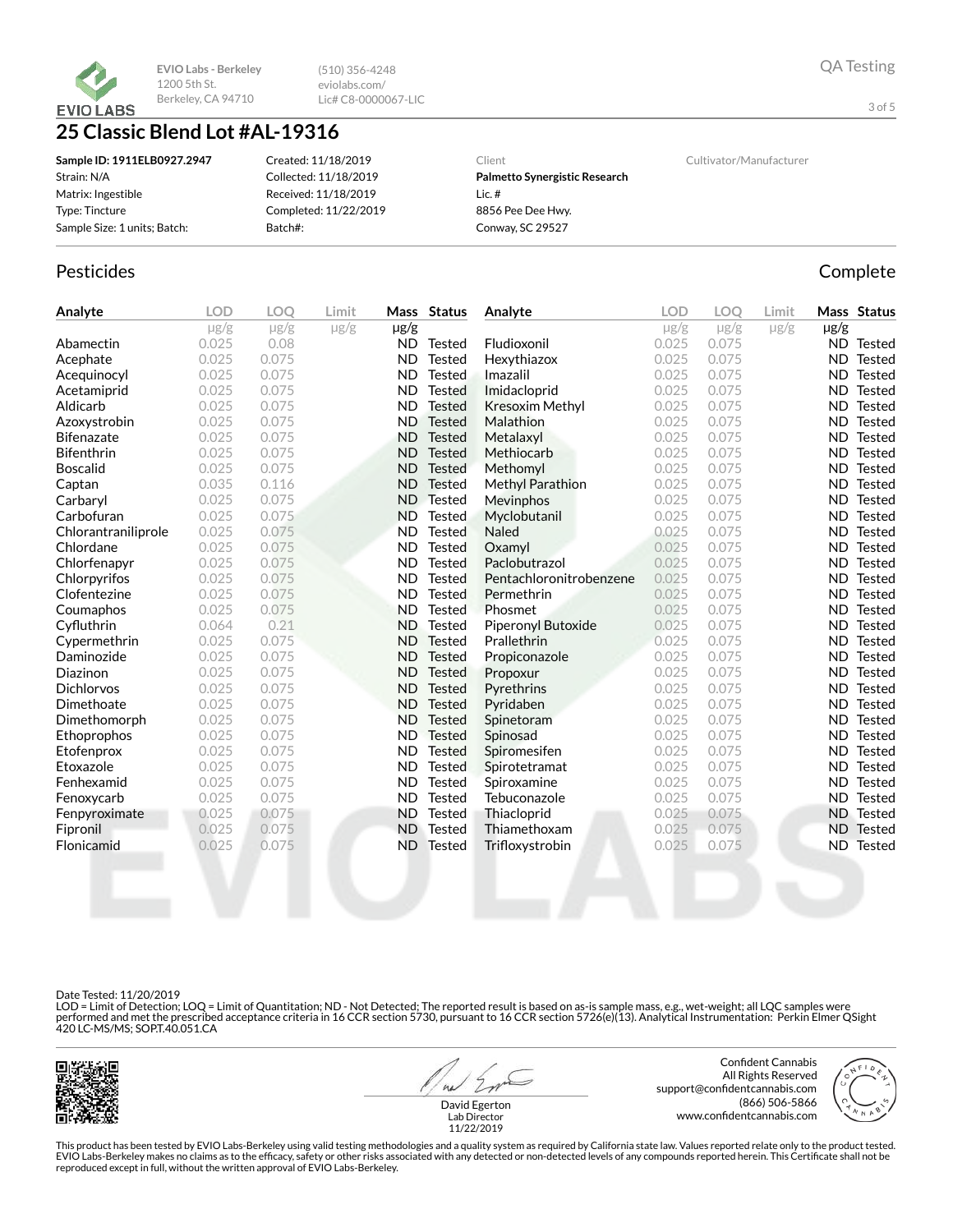EVIO Labs - Berkeley
1200 5th St.
Berkeley, CA 94710

(510) 356-4248
eviolabs.com/
Lic# C8-0000067-LIC

QA Testing

# 25 Classic Blend Lot #AL-19316

**Sample ID: 1911ELB0927.2947**
Strain: N/A
Matrix: Ingestible
Type: Tincture
Sample Size: 1 units; Batch:

Created: 11/18/2019
Collected: 11/18/2019
Received: 11/18/2019
Completed: 11/22/2019
Batch#:

Client
**Palmetto Synergistic Research**
Lic. #
8856 Pee Dee Hwy.
Conway, SC 29527

Cultivator/Manufacturer

## Pesticides

Complete

| Analyte | LOD µg/g | LOQ µg/g | Limit µg/g | Mass µg/g | Status |
|---|---|---|---|---|---|
| Abamectin | 0.025 | 0.08 | | ND | Tested |
| Acephate | 0.025 | 0.075 | | ND | Tested |
| Acequinocyl | 0.025 | 0.075 | | ND | Tested |
| Acetamiprid | 0.025 | 0.075 | | ND | Tested |
| Aldicarb | 0.025 | 0.075 | | ND | Tested |
| Azoxystrobin | 0.025 | 0.075 | | ND | Tested |
| Bifenazate | 0.025 | 0.075 | | ND | Tested |
| Bifenthrin | 0.025 | 0.075 | | ND | Tested |
| Boscalid | 0.025 | 0.075 | | ND | Tested |
| Captan | 0.035 | 0.116 | | ND | Tested |
| Carbaryl | 0.025 | 0.075 | | ND | Tested |
| Carbofuran | 0.025 | 0.075 | | ND | Tested |
| Chlorantraniliprole | 0.025 | 0.075 | | ND | Tested |
| Chlordane | 0.025 | 0.075 | | ND | Tested |
| Chlorfenapyr | 0.025 | 0.075 | | ND | Tested |
| Chlorpyrifos | 0.025 | 0.075 | | ND | Tested |
| Clofentezine | 0.025 | 0.075 | | ND | Tested |
| Coumaphos | 0.025 | 0.075 | | ND | Tested |
| Cyfluthrin | 0.064 | 0.21 | | ND | Tested |
| Cypermethrin | 0.025 | 0.075 | | ND | Tested |
| Daminozide | 0.025 | 0.075 | | ND | Tested |
| Diazinon | 0.025 | 0.075 | | ND | Tested |
| Dichlorvos | 0.025 | 0.075 | | ND | Tested |
| Dimethoate | 0.025 | 0.075 | | ND | Tested |
| Dimethomorph | 0.025 | 0.075 | | ND | Tested |
| Ethoprophos | 0.025 | 0.075 | | ND | Tested |
| Etofenprox | 0.025 | 0.075 | | ND | Tested |
| Etoxazole | 0.025 | 0.075 | | ND | Tested |
| Fenhexamid | 0.025 | 0.075 | | ND | Tested |
| Fenoxycarb | 0.025 | 0.075 | | ND | Tested |
| Fenpyroximate | 0.025 | 0.075 | | ND | Tested |
| Fipronil | 0.025 | 0.075 | | ND | Tested |
| Flonicamid | 0.025 | 0.075 | | ND | Tested |
| Fludioxonil | 0.025 | 0.075 | | ND | Tested |
| Hexythiazox | 0.025 | 0.075 | | ND | Tested |
| Imazalil | 0.025 | 0.075 | | ND | Tested |
| Imidacloprid | 0.025 | 0.075 | | ND | Tested |
| Kresoxim Methyl | 0.025 | 0.075 | | ND | Tested |
| Malathion | 0.025 | 0.075 | | ND | Tested |
| Metalaxyl | 0.025 | 0.075 | | ND | Tested |
| Methiocarb | 0.025 | 0.075 | | ND | Tested |
| Methomyl | 0.025 | 0.075 | | ND | Tested |
| Methyl Parathion | 0.025 | 0.075 | | ND | Tested |
| Mevinphos | 0.025 | 0.075 | | ND | Tested |
| Myclobutanil | 0.025 | 0.075 | | ND | Tested |
| Naled | 0.025 | 0.075 | | ND | Tested |
| Oxamyl | 0.025 | 0.075 | | ND | Tested |
| Paclobutrazol | 0.025 | 0.075 | | ND | Tested |
| Pentachloronitrobenzene | 0.025 | 0.075 | | ND | Tested |
| Permethrin | 0.025 | 0.075 | | ND | Tested |
| Phosmet | 0.025 | 0.075 | | ND | Tested |
| Piperonyl Butoxide | 0.025 | 0.075 | | ND | Tested |
| Prallethrin | 0.025 | 0.075 | | ND | Tested |
| Propiconazole | 0.025 | 0.075 | | ND | Tested |
| Propoxur | 0.025 | 0.075 | | ND | Tested |
| Pyrethrins | 0.025 | 0.075 | | ND | Tested |
| Pyridaben | 0.025 | 0.075 | | ND | Tested |
| Spinetoram | 0.025 | 0.075 | | ND | Tested |
| Spinosad | 0.025 | 0.075 | | ND | Tested |
| Spiromesifen | 0.025 | 0.075 | | ND | Tested |
| Spirotetramat | 0.025 | 0.075 | | ND | Tested |
| Spiroxamine | 0.025 | 0.075 | | ND | Tested |
| Tebuconazole | 0.025 | 0.075 | | ND | Tested |
| Thiacloprid | 0.025 | 0.075 | | ND | Tested |
| Thiamethoxam | 0.025 | 0.075 | | ND | Tested |
| Trifloxystrobin | 0.025 | 0.075 | | ND | Tested |

Date Tested: 11/20/2019
LOD = Limit of Detection; LOQ = Limit of Quantitation; ND - Not Detected; The reported result is based on as-is sample mass, e.g., wet-weight; all LQC samples were performed and met the prescribed acceptance criteria in 16 CCR section 5730, pursuant to 16 CCR section 5726(e)(13). Analytical Instrumentation: Perkin Elmer QSight 420 LC-MS/MS; SOP.T.40.051.CA

David Egerton
Lab Director
11/22/2019

Confident Cannabis
All Rights Reserved
support@confidentcannabis.com
(866) 506-5866
www.confidentcannabis.com

This product has been tested by EVIO Labs-Berkeley using valid testing methodologies and a quality system as required by California state law. Values reported relate only to the product tested. EVIO Labs-Berkeley makes no claims as to the efficacy, safety or other risks associated with any detected or non-detected levels of any compounds reported herein. This Certificate shall not be reproduced except in full, without the written approval of EVIO Labs-Berkeley.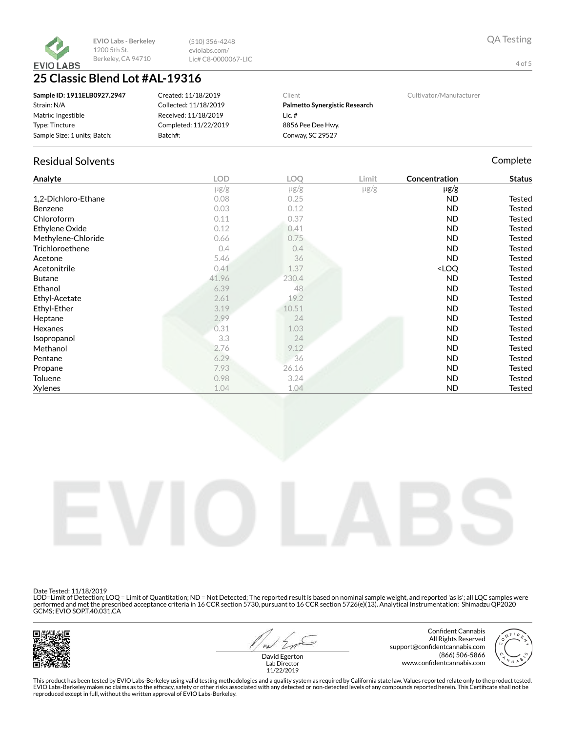EVIO Labs - Berkeley
1200 5th St.
Berkeley, CA 94710

(510) 356-4248
eviolabs.com/
Lic# C8-0000067-LIC

QA Testing

# 25 Classic Blend Lot #AL-19316

**Sample ID: 1911ELB0927.2947**
Strain: N/A
Matrix: Ingestible
Type: Tincture
Sample Size: 1 units; Batch:

Created: 11/18/2019
Collected: 11/18/2019
Received: 11/18/2019
Completed: 11/22/2019
Batch#:

Client
**Palmetto Synergistic Research**
Lic. #
8856 Pee Dee Hwy.
Conway, SC 29527

Cultivator/Manufacturer

## Residual Solvents

Complete

| Analyte | LOD | LOQ | Limit | Concentration | Status |
|---|---|---|---|---|---|
| | μg/g | μg/g | μg/g | μg/g | |
| 1,2-Dichloro-Ethane | 0.08 | 0.25 | | ND | Tested |
| Benzene | 0.03 | 0.12 | | ND | Tested |
| Chloroform | 0.11 | 0.37 | | ND | Tested |
| Ethylene Oxide | 0.12 | 0.41 | | ND | Tested |
| Methylene-Chloride | 0.66 | 0.75 | | ND | Tested |
| Trichloroethene | 0.4 | 0.4 | | ND | Tested |
| Acetone | 5.46 | 36 | | ND | Tested |
| Acetonitrile | 0.41 | 1.37 | | <LOQ | Tested |
| Butane | 41.96 | 230.4 | | ND | Tested |
| Ethanol | 6.39 | 48 | | ND | Tested |
| Ethyl-Acetate | 2.61 | 19.2 | | ND | Tested |
| Ethyl-Ether | 3.19 | 10.51 | | ND | Tested |
| Heptane | 2.99 | 24 | | ND | Tested |
| Hexanes | 0.31 | 1.03 | | ND | Tested |
| Isopropanol | 3.3 | 24 | | ND | Tested |
| Methanol | 2.76 | 9.12 | | ND | Tested |
| Pentane | 6.29 | 36 | | ND | Tested |
| Propane | 7.93 | 26.16 | | ND | Tested |
| Toluene | 0.98 | 3.24 | | ND | Tested |
| Xylenes | 1.04 | 1.04 | | ND | Tested |

Date Tested: 11/18/2019
LOD=Limit of Detection; LOQ = Limit of Quantitation; ND = Not Detected; The reported result is based on nominal sample weight, and reported 'as is'; all LQC samples were performed and met the prescribed acceptance criteria in 16 CCR section 5730, pursuant to 16 CCR section 5726(e)(13). Analytical Instrumentation: Shimadzu QP2020 GCMS; EVIO SOP.T.40.031.CA

David Egerton
Lab Director
11/22/2019

Confident Cannabis
All Rights Reserved
support@confidentcannabis.com
(866) 506-5866
www.confidentcannabis.com

This product has been tested by EVIO Labs-Berkeley using valid testing methodologies and a quality system as required by California state law. Values reported relate only to the product tested. EVIO Labs-Berkeley makes no claims as to the efficacy, safety or other risks associated with any detected or non-detected levels of any compounds reported herein. This Certificate shall not be reproduced except in full, without the written approval of EVIO Labs-Berkeley.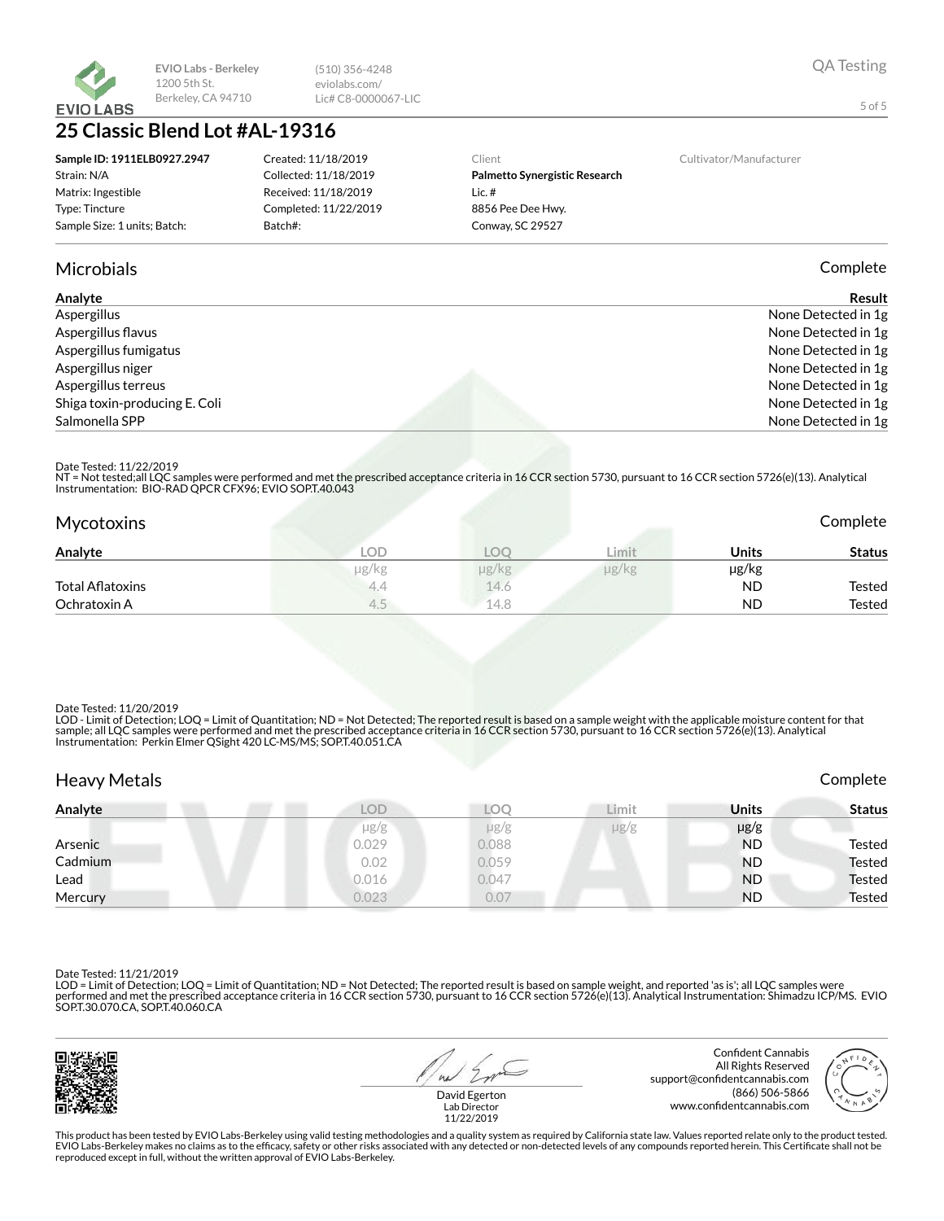EVIO Labs - Berkeley
1200 5th St.
Berkeley, CA 94710

(510) 356-4248
eviolabs.com/
Lic# C8-0000067-LIC

QA Testing

# 25 Classic Blend Lot #AL-19316

| | | | |
|---|---|---|---|
| **Sample ID: 1911ELB0927.2947** | Created: 11/18/2019 | Client | Cultivator/Manufacturer |
| Strain: N/A | Collected: 11/18/2019 | **Palmetto Synergistic Research** | |
| Matrix: Ingestible | Received: 11/18/2019 | Lic. # | |
| Type: Tincture | Completed: 11/22/2019 | 8856 Pee Dee Hwy. | |
| Sample Size: 1 units; Batch: | Batch#: | Conway, SC 29527 | |

## Microbials

Complete

| Analyte | Result |
|---|---|
| Aspergillus | None Detected in 1g |
| Aspergillus flavus | None Detected in 1g |
| Aspergillus fumigatus | None Detected in 1g |
| Aspergillus niger | None Detected in 1g |
| Aspergillus terreus | None Detected in 1g |
| Shiga toxin-producing E. Coli | None Detected in 1g |
| Salmonella SPP | None Detected in 1g |

Date Tested: 11/22/2019
NT = Not tested;all LQC samples were performed and met the prescribed acceptance criteria in 16 CCR section 5730, pursuant to 16 CCR section 5726(e)(13). Analytical Instrumentation: BIO-RAD QPCR CFX96; EVIO SOP.T.40.043

## Mycotoxins

Complete

| Analyte | LOD | LOQ | Limit | Units | Status |
|---|---|---|---|---|---|
| | μg/kg | μg/kg | μg/kg | μg/kg | |
| Total Aflatoxins | 4.4 | 14.6 | | ND | Tested |
| Ochratoxin A | 4.5 | 14.8 | | ND | Tested |

Date Tested: 11/20/2019
LOD - Limit of Detection; LOQ = Limit of Quantitation; ND = Not Detected; The reported result is based on a sample weight with the applicable moisture content for that sample; all LQC samples were performed and met the prescribed acceptance criteria in 16 CCR section 5730, pursuant to 16 CCR section 5726(e)(13). Analytical Instrumentation: Perkin Elmer QSight 420 LC-MS/MS; SOP.T.40.051.CA

## Heavy Metals

Complete

| Analyte | LOD | LOQ | Limit | Units | Status |
|---|---|---|---|---|---|
| | μg/g | μg/g | μg/g | μg/g | |
| Arsenic | 0.029 | 0.088 | | ND | Tested |
| Cadmium | 0.02 | 0.059 | | ND | Tested |
| Lead | 0.016 | 0.047 | | ND | Tested |
| Mercury | 0.023 | 0.07 | | ND | Tested |

Date Tested: 11/21/2019
LOD = Limit of Detection; LOQ = Limit of Quantitation; ND = Not Detected; The reported result is based on sample weight, and reported 'as is'; all LQC samples were performed and met the prescribed acceptance criteria in 16 CCR section 5730, pursuant to 16 CCR section 5726(e)(13). Analytical Instrumentation: Shimadzu ICP/MS. EVIO SOP.T.30.070.CA, SOP.T.40.060.CA

David Egerton
Lab Director
11/22/2019

Confident Cannabis
All Rights Reserved
support@confidentcannabis.com
(866) 506-5866
www.confidentcannabis.com

This product has been tested by EVIO Labs-Berkeley using valid testing methodologies and a quality system as required by California state law. Values reported relate only to the product tested. EVIO Labs-Berkeley makes no claims as to the efficacy, safety or other risks associated with any detected or non-detected levels of any compounds reported herein. This Certificate shall not be reproduced except in full, without the written approval of EVIO Labs-Berkeley.